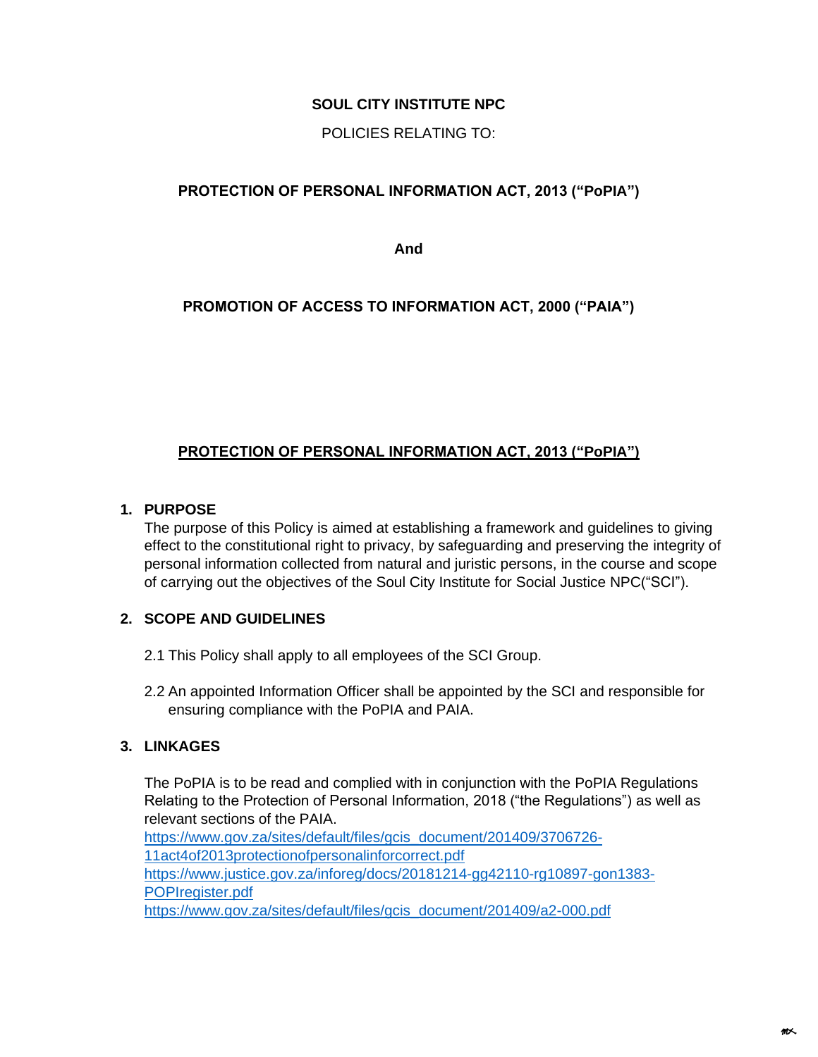**SOUL CITY INSTITUTE NPC**

POLICIES RELATING TO:

**PROTECTION OF PERSONAL INFORMATION ACT, 2013 ("PoPIA")**

**And**

**PROMOTION OF ACCESS TO INFORMATION ACT, 2000 ("PAIA")**

# PROTECTION OF PERSONAL INFORMATION ACT, 2013 ("PoPIA")

## 1. PURPOSE

The purpose of this Policy is aimed at establishing a framework and guidelines to giving effect to the constitutional right to privacy, by safeguarding and preserving the integrity of personal information collected from natural and juristic persons, in the course and scope of carrying out the objectives of the Soul City Institute for Social Justice NPC("SCI").

## 2. SCOPE AND GUIDELINES

2.1 This Policy shall apply to all employees of the SCI Group.

2.2 An appointed Information Officer shall be appointed by the SCI and responsible for ensuring compliance with the PoPIA and PAIA.

## 3. LINKAGES

The PoPIA is to be read and complied with in conjunction with the PoPIA Regulations Relating to the Protection of Personal Information, 2018 ("the Regulations") as well as relevant sections of the PAIA.

https://www.gov.za/sites/default/files/gcis_document/201409/3706726-11act4of2013protectionofpersonalinforcorrect.pdf

https://www.justice.gov.za/inforeg/docs/20181214-gg42110-rg10897-gon1383-POPIregister.pdf

https://www.gov.za/sites/default/files/gcis_document/201409/a2-000.pdf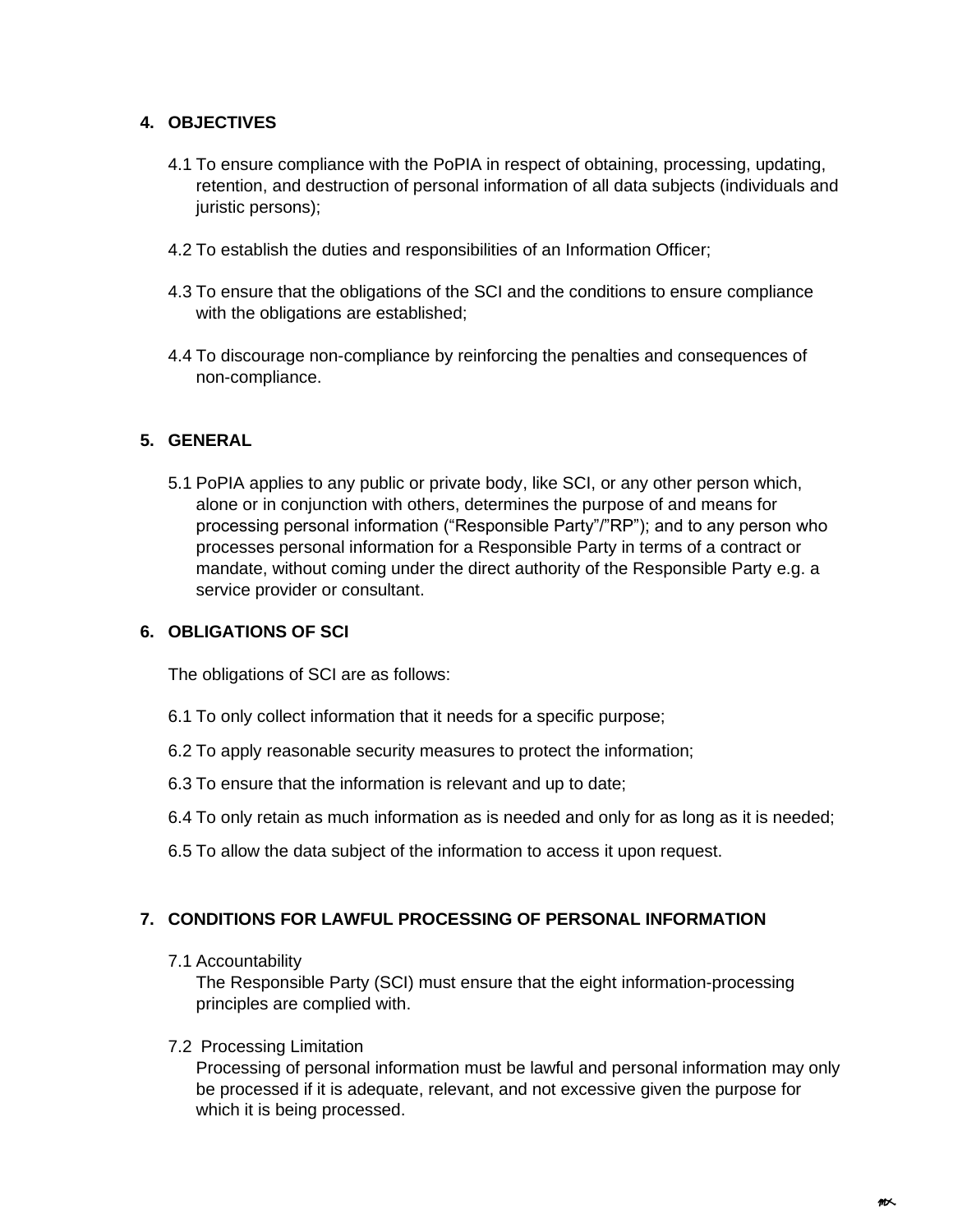## 4. OBJECTIVES

4.1 To ensure compliance with the PoPIA in respect of obtaining, processing, updating, retention, and destruction of personal information of all data subjects (individuals and juristic persons);

4.2 To establish the duties and responsibilities of an Information Officer;

4.3 To ensure that the obligations of the SCI and the conditions to ensure compliance with the obligations are established;

4.4 To discourage non-compliance by reinforcing the penalties and consequences of non-compliance.

## 5. GENERAL

5.1 PoPIA applies to any public or private body, like SCI, or any other person which, alone or in conjunction with others, determines the purpose of and means for processing personal information ("Responsible Party"/"RP"); and to any person who processes personal information for a Responsible Party in terms of a contract or mandate, without coming under the direct authority of the Responsible Party e.g. a service provider or consultant.

## 6. OBLIGATIONS OF SCI

The obligations of SCI are as follows:

6.1 To only collect information that it needs for a specific purpose;

6.2 To apply reasonable security measures to protect the information;

6.3 To ensure that the information is relevant and up to date;

6.4 To only retain as much information as is needed and only for as long as it is needed;

6.5 To allow the data subject of the information to access it upon request.

## 7. CONDITIONS FOR LAWFUL PROCESSING OF PERSONAL INFORMATION

7.1 Accountability
The Responsible Party (SCI) must ensure that the eight information-processing principles are complied with.

7.2 Processing Limitation
Processing of personal information must be lawful and personal information may only be processed if it is adequate, relevant, and not excessive given the purpose for which it is being processed.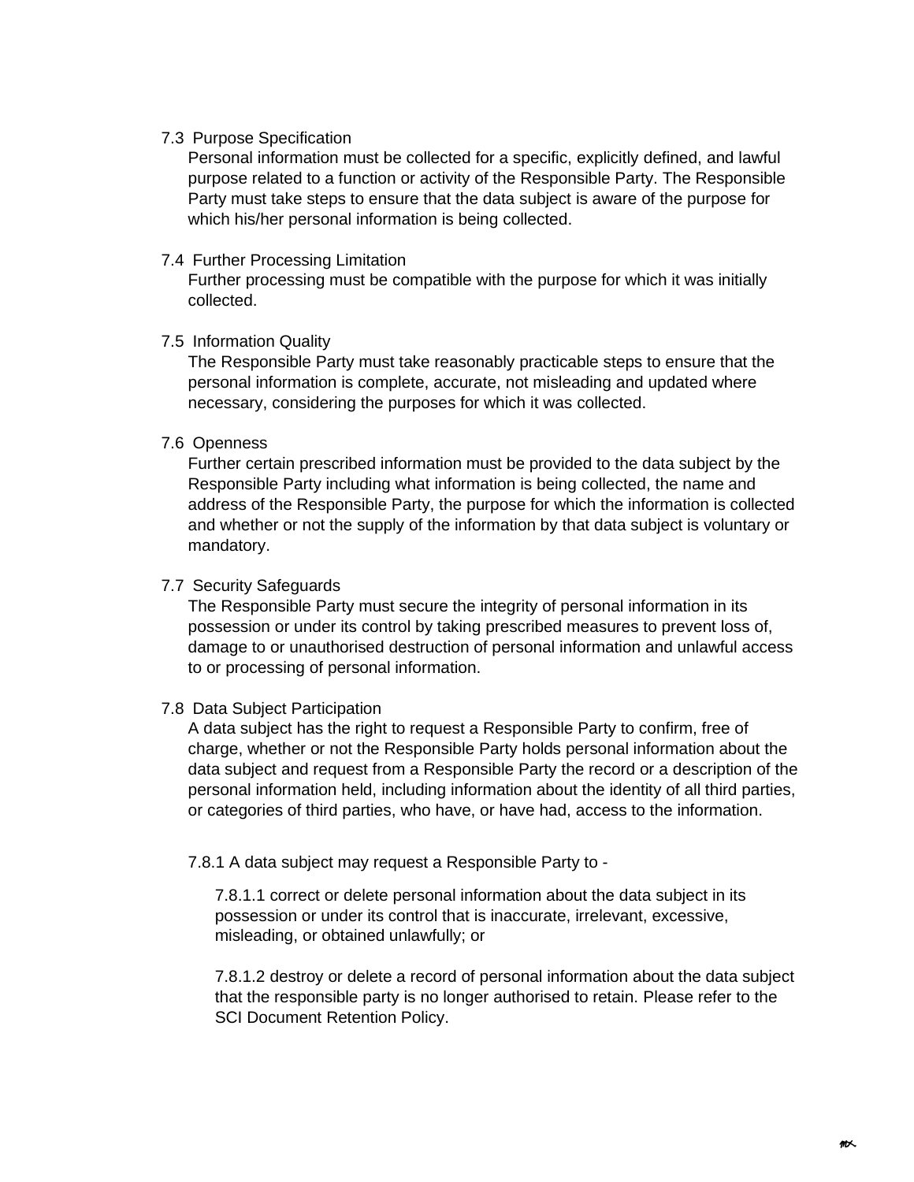7.3 Purpose Specification

Personal information must be collected for a specific, explicitly defined, and lawful purpose related to a function or activity of the Responsible Party. The Responsible Party must take steps to ensure that the data subject is aware of the purpose for which his/her personal information is being collected.

7.4 Further Processing Limitation

Further processing must be compatible with the purpose for which it was initially collected.

7.5 Information Quality

The Responsible Party must take reasonably practicable steps to ensure that the personal information is complete, accurate, not misleading and updated where necessary, considering the purposes for which it was collected.

7.6 Openness

Further certain prescribed information must be provided to the data subject by the Responsible Party including what information is being collected, the name and address of the Responsible Party, the purpose for which the information is collected and whether or not the supply of the information by that data subject is voluntary or mandatory.

7.7 Security Safeguards

The Responsible Party must secure the integrity of personal information in its possession or under its control by taking prescribed measures to prevent loss of, damage to or unauthorised destruction of personal information and unlawful access to or processing of personal information.

7.8 Data Subject Participation

A data subject has the right to request a Responsible Party to confirm, free of charge, whether or not the Responsible Party holds personal information about the data subject and request from a Responsible Party the record or a description of the personal information held, including information about the identity of all third parties, or categories of third parties, who have, or have had, access to the information.

7.8.1 A data subject may request a Responsible Party to -

7.8.1.1 correct or delete personal information about the data subject in its possession or under its control that is inaccurate, irrelevant, excessive, misleading, or obtained unlawfully; or

7.8.1.2 destroy or delete a record of personal information about the data subject that the responsible party is no longer authorised to retain. Please refer to the SCI Document Retention Policy.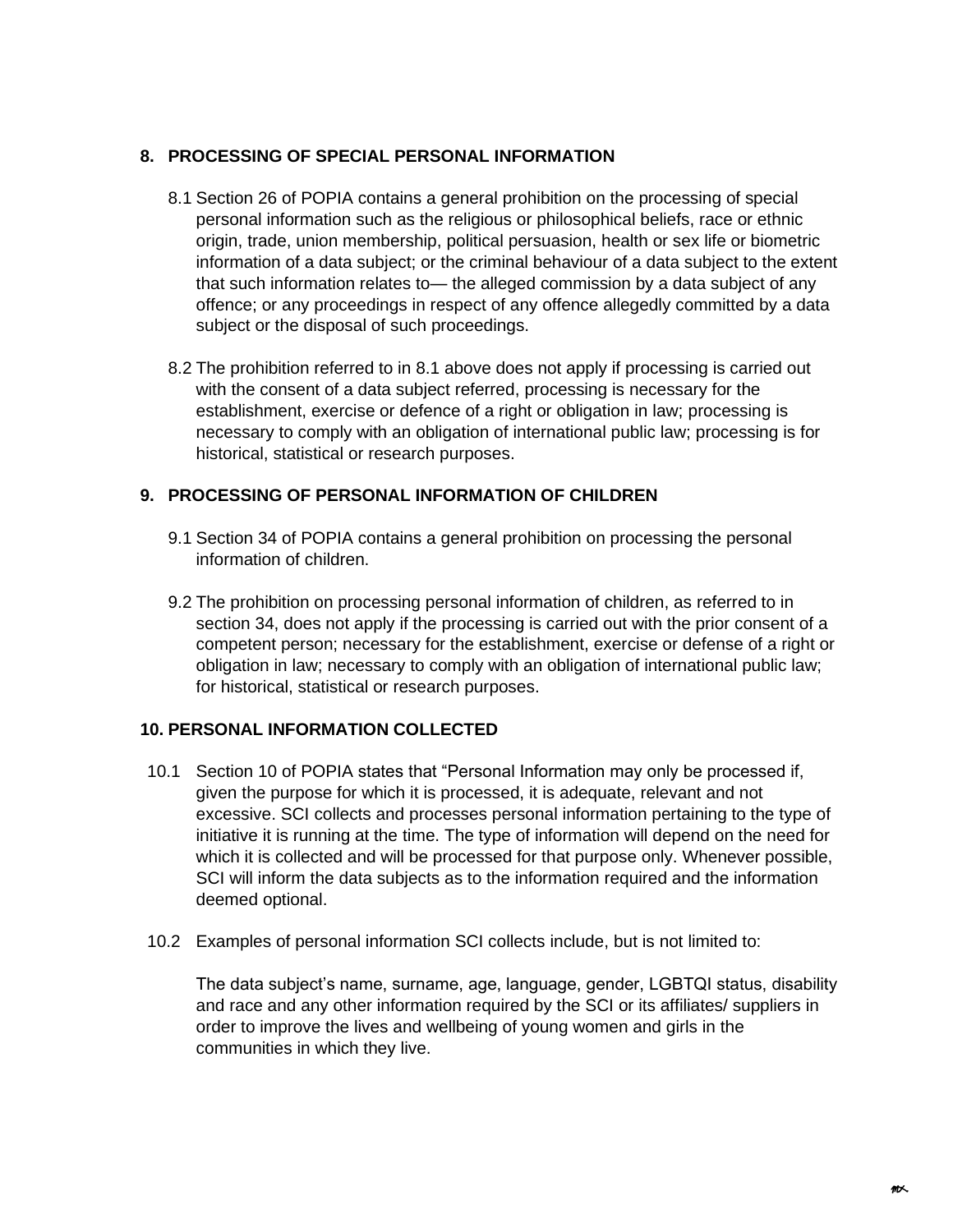## 8. PROCESSING OF SPECIAL PERSONAL INFORMATION

8.1 Section 26 of POPIA contains a general prohibition on the processing of special personal information such as the religious or philosophical beliefs, race or ethnic origin, trade, union membership, political persuasion, health or sex life or biometric information of a data subject; or the criminal behaviour of a data subject to the extent that such information relates to— the alleged commission by a data subject of any offence; or any proceedings in respect of any offence allegedly committed by a data subject or the disposal of such proceedings.

8.2 The prohibition referred to in 8.1 above does not apply if processing is carried out with the consent of a data subject referred, processing is necessary for the establishment, exercise or defence of a right or obligation in law; processing is necessary to comply with an obligation of international public law; processing is for historical, statistical or research purposes.

## 9. PROCESSING OF PERSONAL INFORMATION OF CHILDREN

9.1 Section 34 of POPIA contains a general prohibition on processing the personal information of children.

9.2 The prohibition on processing personal information of children, as referred to in section 34, does not apply if the processing is carried out with the prior consent of a competent person; necessary for the establishment, exercise or defense of a right or obligation in law; necessary to comply with an obligation of international public law; for historical, statistical or research purposes.

## 10. PERSONAL INFORMATION COLLECTED

10.1 Section 10 of POPIA states that “Personal Information may only be processed if, given the purpose for which it is processed, it is adequate, relevant and not excessive. SCI collects and processes personal information pertaining to the type of initiative it is running at the time. The type of information will depend on the need for which it is collected and will be processed for that purpose only. Whenever possible, SCI will inform the data subjects as to the information required and the information deemed optional.

10.2 Examples of personal information SCI collects include, but is not limited to:

The data subject’s name, surname, age, language, gender, LGBTQI status, disability and race and any other information required by the SCI or its affiliates/ suppliers in order to improve the lives and wellbeing of young women and girls in the communities in which they live.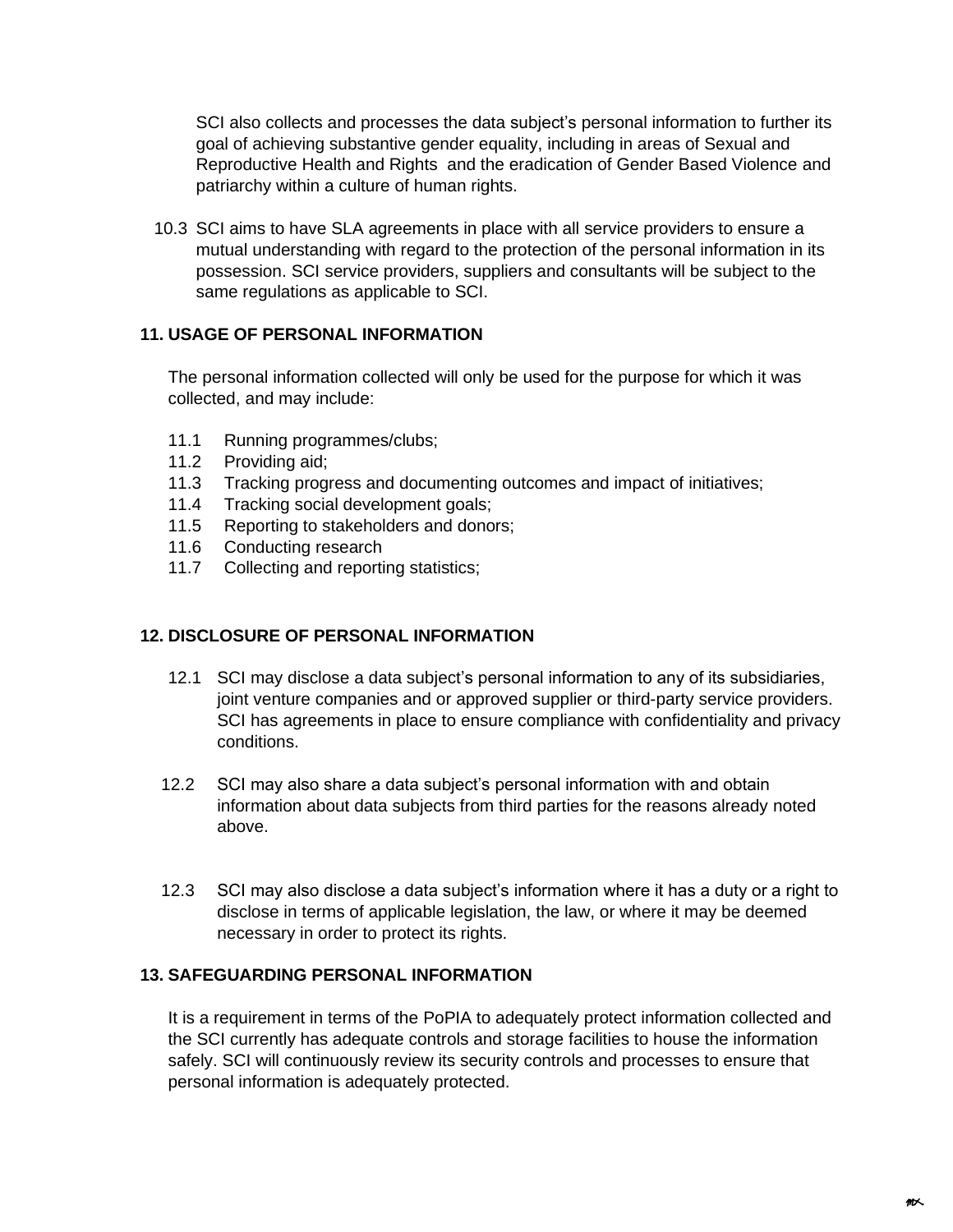SCI also collects and processes the data subject's personal information to further its goal of achieving substantive gender equality, including in areas of Sexual and Reproductive Health and Rights and the eradication of Gender Based Violence and patriarchy within a culture of human rights.

10.3 SCI aims to have SLA agreements in place with all service providers to ensure a mutual understanding with regard to the protection of the personal information in its possession. SCI service providers, suppliers and consultants will be subject to the same regulations as applicable to SCI.

## 11. USAGE OF PERSONAL INFORMATION

The personal information collected will only be used for the purpose for which it was collected, and may include:

11.1 Running programmes/clubs;
11.2 Providing aid;
11.3 Tracking progress and documenting outcomes and impact of initiatives;
11.4 Tracking social development goals;
11.5 Reporting to stakeholders and donors;
11.6 Conducting research
11.7 Collecting and reporting statistics;

## 12. DISCLOSURE OF PERSONAL INFORMATION

12.1 SCI may disclose a data subject's personal information to any of its subsidiaries, joint venture companies and or approved supplier or third-party service providers. SCI has agreements in place to ensure compliance with confidentiality and privacy conditions.

12.2 SCI may also share a data subject's personal information with and obtain information about data subjects from third parties for the reasons already noted above.

12.3 SCI may also disclose a data subject's information where it has a duty or a right to disclose in terms of applicable legislation, the law, or where it may be deemed necessary in order to protect its rights.

## 13. SAFEGUARDING PERSONAL INFORMATION

It is a requirement in terms of the PoPIA to adequately protect information collected and the SCI currently has adequate controls and storage facilities to house the information safely. SCI will continuously review its security controls and processes to ensure that personal information is adequately protected.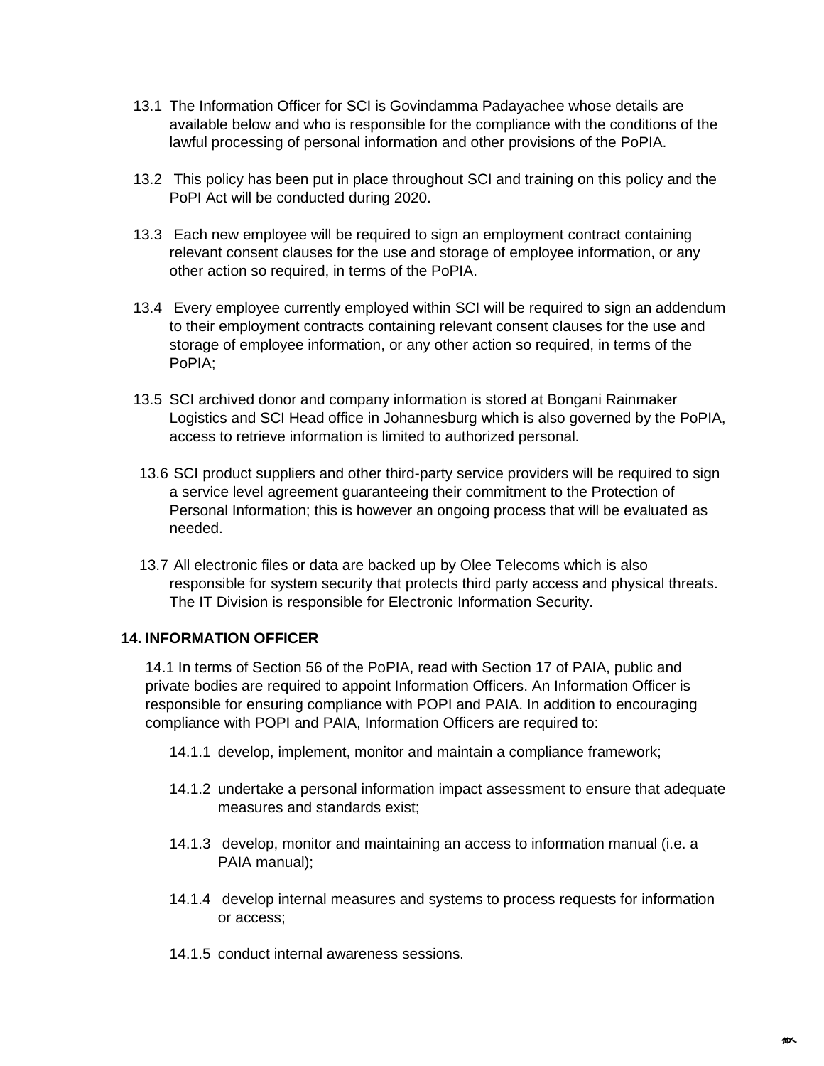13.1 The Information Officer for SCI is Govindamma Padayachee whose details are available below and who is responsible for the compliance with the conditions of the lawful processing of personal information and other provisions of the PoPIA.

13.2 This policy has been put in place throughout SCI and training on this policy and the PoPI Act will be conducted during 2020.

13.3 Each new employee will be required to sign an employment contract containing relevant consent clauses for the use and storage of employee information, or any other action so required, in terms of the PoPIA.

13.4 Every employee currently employed within SCI will be required to sign an addendum to their employment contracts containing relevant consent clauses for the use and storage of employee information, or any other action so required, in terms of the PoPIA;

13.5 SCI archived donor and company information is stored at Bongani Rainmaker Logistics and SCI Head office in Johannesburg which is also governed by the PoPIA, access to retrieve information is limited to authorized personal.

13.6 SCI product suppliers and other third-party service providers will be required to sign a service level agreement guaranteeing their commitment to the Protection of Personal Information; this is however an ongoing process that will be evaluated as needed.

13.7 All electronic files or data are backed up by Olee Telecoms which is also responsible for system security that protects third party access and physical threats. The IT Division is responsible for Electronic Information Security.

## 14. INFORMATION OFFICER

14.1 In terms of Section 56 of the PoPIA, read with Section 17 of PAIA, public and private bodies are required to appoint Information Officers. An Information Officer is responsible for ensuring compliance with POPI and PAIA. In addition to encouraging compliance with POPI and PAIA, Information Officers are required to:

- 14.1.1 develop, implement, monitor and maintain a compliance framework;
- 14.1.2 undertake a personal information impact assessment to ensure that adequate measures and standards exist;
- 14.1.3 develop, monitor and maintaining an access to information manual (i.e. a PAIA manual);
- 14.1.4 develop internal measures and systems to process requests for information or access;
- 14.1.5 conduct internal awareness sessions.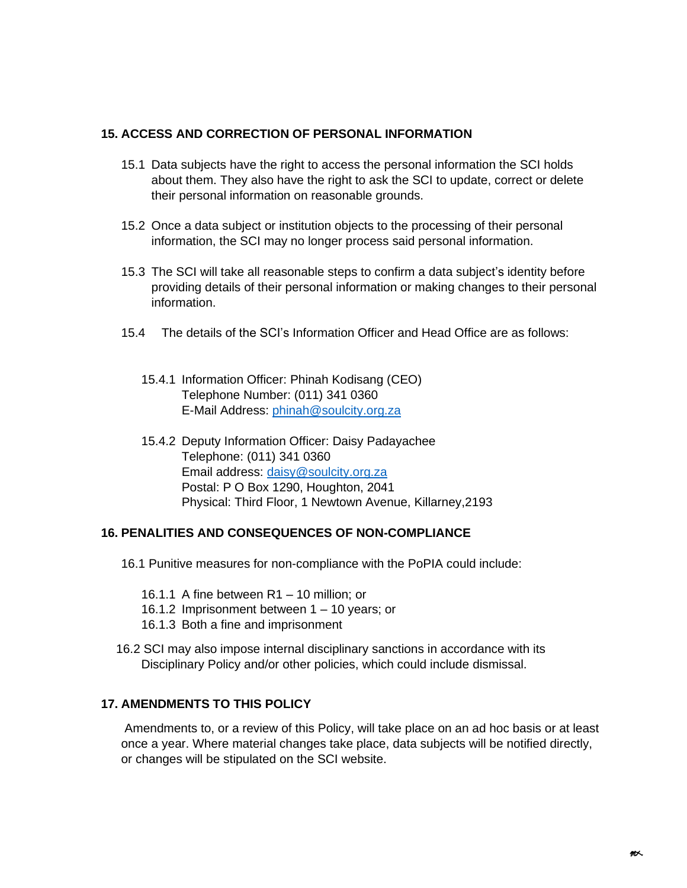## 15. ACCESS AND CORRECTION OF PERSONAL INFORMATION

15.1 Data subjects have the right to access the personal information the SCI holds about them. They also have the right to ask the SCI to update, correct or delete their personal information on reasonable grounds.

15.2 Once a data subject or institution objects to the processing of their personal information, the SCI may no longer process said personal information.

15.3 The SCI will take all reasonable steps to confirm a data subject's identity before providing details of their personal information or making changes to their personal information.

15.4 The details of the SCI's Information Officer and Head Office are as follows:

15.4.1 Information Officer: Phinah Kodisang (CEO)
Telephone Number: (011) 341 0360
E-Mail Address: phinah@soulcity.org.za

15.4.2 Deputy Information Officer: Daisy Padayachee
Telephone: (011) 341 0360
Email address: daisy@soulcity.org.za
Postal: P O Box 1290, Houghton, 2041
Physical: Third Floor, 1 Newtown Avenue, Killarney,2193

## 16. PENALITIES AND CONSEQUENCES OF NON-COMPLIANCE

16.1 Punitive measures for non-compliance with the PoPIA could include:

16.1.1 A fine between R1 – 10 million; or
16.1.2 Imprisonment between 1 – 10 years; or
16.1.3 Both a fine and imprisonment

16.2 SCI may also impose internal disciplinary sanctions in accordance with its Disciplinary Policy and/or other policies, which could include dismissal.

## 17. AMENDMENTS TO THIS POLICY

Amendments to, or a review of this Policy, will take place on an ad hoc basis or at least once a year. Where material changes take place, data subjects will be notified directly, or changes will be stipulated on the SCI website.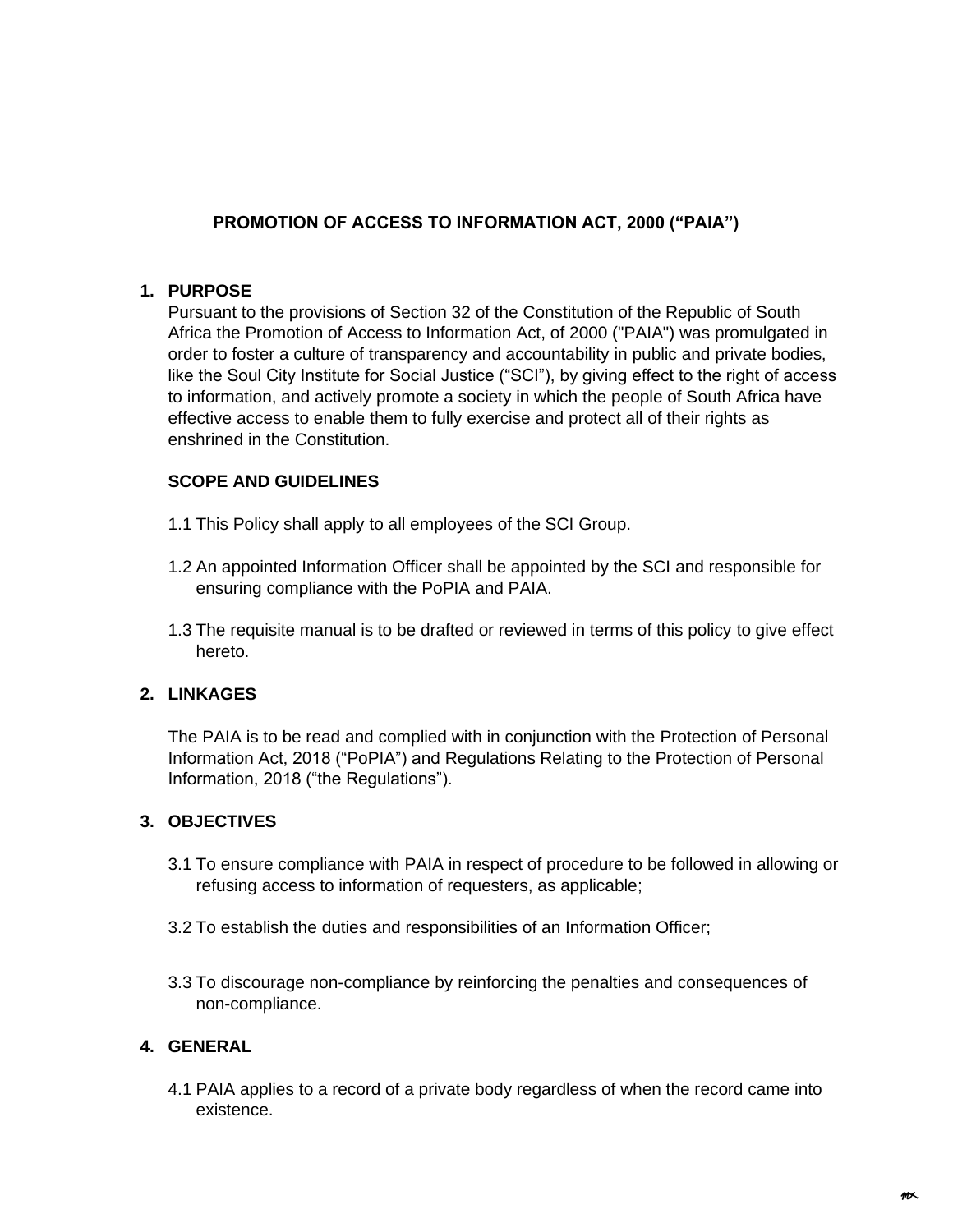**PROMOTION OF ACCESS TO INFORMATION ACT, 2000 ("PAIA")**

## 1. PURPOSE

Pursuant to the provisions of Section 32 of the Constitution of the Republic of South Africa the Promotion of Access to Information Act, of 2000 ("PAIA") was promulgated in order to foster a culture of transparency and accountability in public and private bodies, like the Soul City Institute for Social Justice ("SCI"), by giving effect to the right of access to information, and actively promote a society in which the people of South Africa have effective access to enable them to fully exercise and protect all of their rights as enshrined in the Constitution.

**SCOPE AND GUIDELINES**

1.1 This Policy shall apply to all employees of the SCI Group.

1.2 An appointed Information Officer shall be appointed by the SCI and responsible for ensuring compliance with the PoPIA and PAIA.

1.3 The requisite manual is to be drafted or reviewed in terms of this policy to give effect hereto.

## 2. LINKAGES

The PAIA is to be read and complied with in conjunction with the Protection of Personal Information Act, 2018 ("PoPIA") and Regulations Relating to the Protection of Personal Information, 2018 ("the Regulations").

## 3. OBJECTIVES

3.1 To ensure compliance with PAIA in respect of procedure to be followed in allowing or refusing access to information of requesters, as applicable;

3.2 To establish the duties and responsibilities of an Information Officer;

3.3 To discourage non-compliance by reinforcing the penalties and consequences of non-compliance.

## 4. GENERAL

4.1 PAIA applies to a record of a private body regardless of when the record came into existence.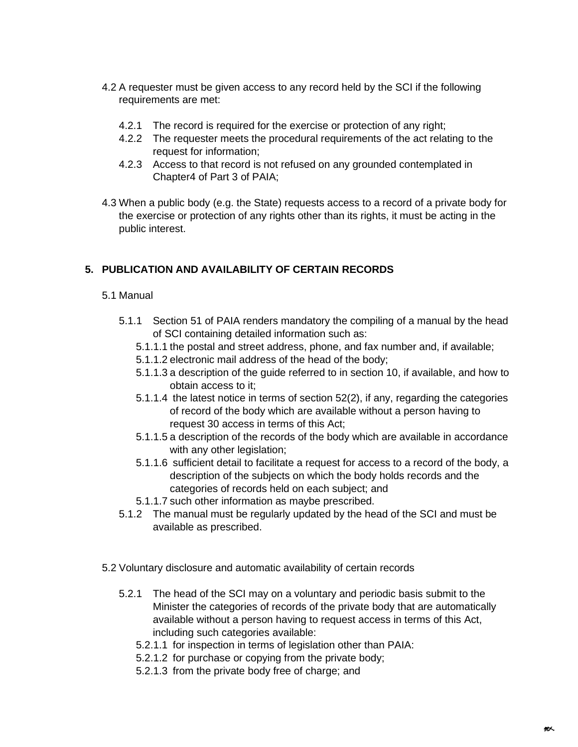4.2 A requester must be given access to any record held by the SCI if the following requirements are met:

4.2.1 The record is required for the exercise or protection of any right;

4.2.2 The requester meets the procedural requirements of the act relating to the request for information;

4.2.3 Access to that record is not refused on any grounded contemplated in Chapter4 of Part 3 of PAIA;

4.3 When a public body (e.g. the State) requests access to a record of a private body for the exercise or protection of any rights other than its rights, it must be acting in the public interest.

## 5. PUBLICATION AND AVAILABILITY OF CERTAIN RECORDS

5.1 Manual

5.1.1 Section 51 of PAIA renders mandatory the compiling of a manual by the head of SCI containing detailed information such as:

5.1.1.1 the postal and street address, phone, and fax number and, if available;

5.1.1.2 electronic mail address of the head of the body;

5.1.1.3 a description of the guide referred to in section 10, if available, and how to obtain access to it;

5.1.1.4 the latest notice in terms of section 52(2), if any, regarding the categories of record of the body which are available without a person having to request 30 access in terms of this Act;

5.1.1.5 a description of the records of the body which are available in accordance with any other legislation;

5.1.1.6 sufficient detail to facilitate a request for access to a record of the body, a description of the subjects on which the body holds records and the categories of records held on each subject; and

5.1.1.7 such other information as maybe prescribed.

5.1.2 The manual must be regularly updated by the head of the SCI and must be available as prescribed.

5.2 Voluntary disclosure and automatic availability of certain records

5.2.1 The head of the SCI may on a voluntary and periodic basis submit to the Minister the categories of records of the private body that are automatically available without a person having to request access in terms of this Act, including such categories available:

5.2.1.1 for inspection in terms of legislation other than PAIA:

5.2.1.2 for purchase or copying from the private body;

5.2.1.3 from the private body free of charge; and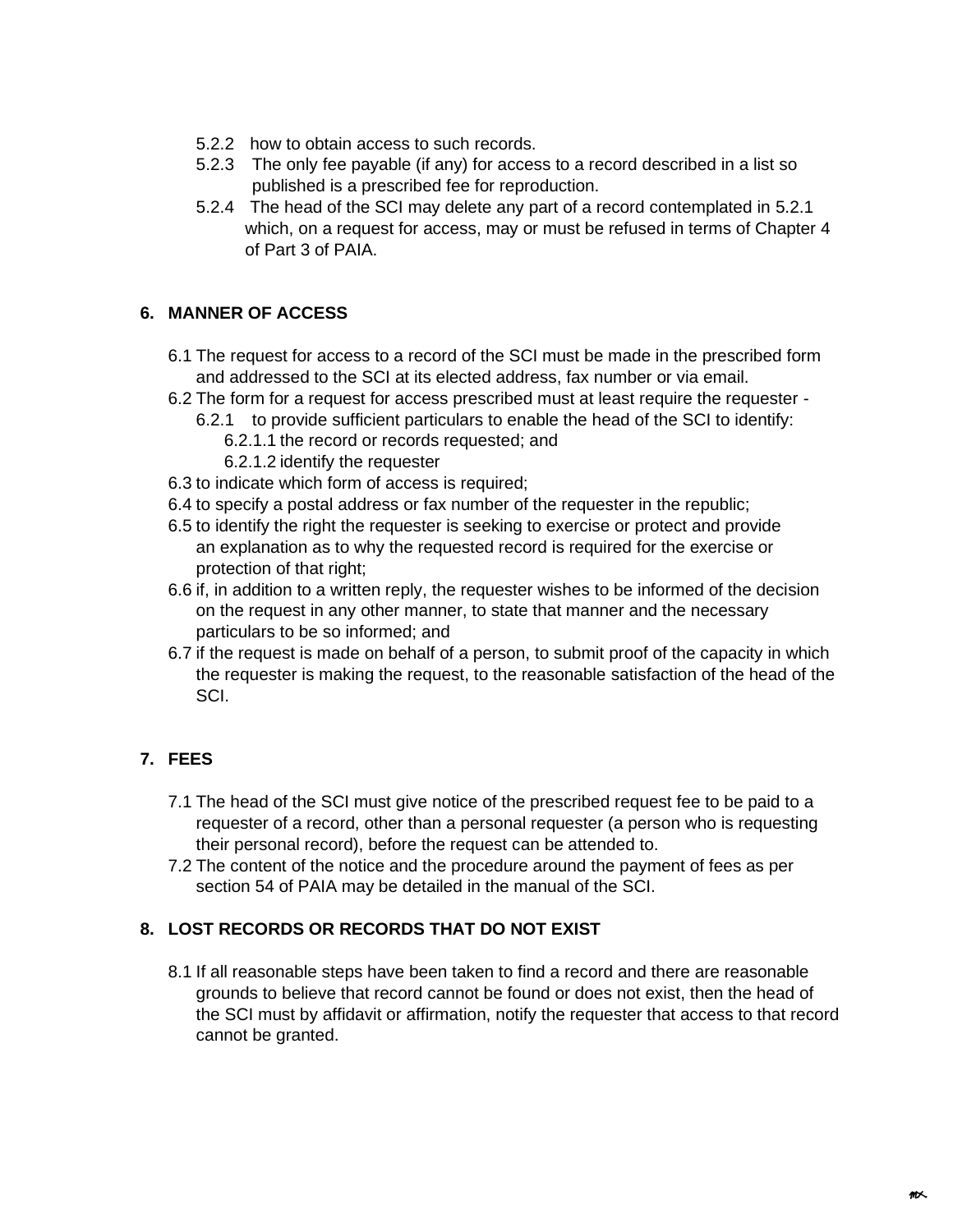5.2.2 how to obtain access to such records.

5.2.3 The only fee payable (if any) for access to a record described in a list so published is a prescribed fee for reproduction.

5.2.4 The head of the SCI may delete any part of a record contemplated in 5.2.1 which, on a request for access, may or must be refused in terms of Chapter 4 of Part 3 of PAIA.

## 6. MANNER OF ACCESS

6.1 The request for access to a record of the SCI must be made in the prescribed form and addressed to the SCI at its elected address, fax number or via email.

6.2 The form for a request for access prescribed must at least require the requester -

6.2.1 to provide sufficient particulars to enable the head of the SCI to identify:

6.2.1.1 the record or records requested; and

6.2.1.2 identify the requester

6.3 to indicate which form of access is required;

6.4 to specify a postal address or fax number of the requester in the republic;

6.5 to identify the right the requester is seeking to exercise or protect and provide an explanation as to why the requested record is required for the exercise or protection of that right;

6.6 if, in addition to a written reply, the requester wishes to be informed of the decision on the request in any other manner, to state that manner and the necessary particulars to be so informed; and

6.7 if the request is made on behalf of a person, to submit proof of the capacity in which the requester is making the request, to the reasonable satisfaction of the head of the SCI.

## 7. FEES

7.1 The head of the SCI must give notice of the prescribed request fee to be paid to a requester of a record, other than a personal requester (a person who is requesting their personal record), before the request can be attended to.

7.2 The content of the notice and the procedure around the payment of fees as per section 54 of PAIA may be detailed in the manual of the SCI.

## 8. LOST RECORDS OR RECORDS THAT DO NOT EXIST

8.1 If all reasonable steps have been taken to find a record and there are reasonable grounds to believe that record cannot be found or does not exist, then the head of the SCI must by affidavit or affirmation, notify the requester that access to that record cannot be granted.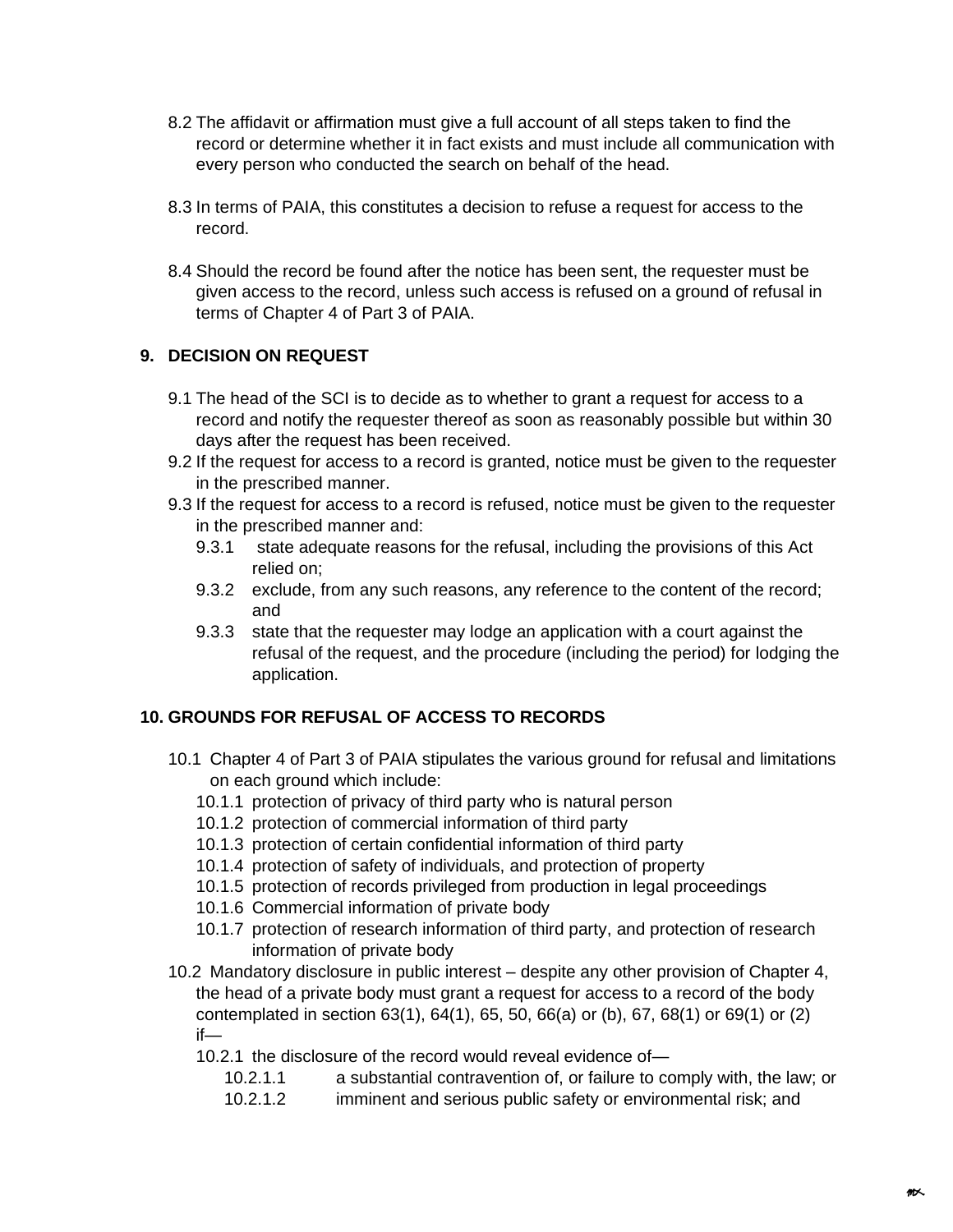8.2 The affidavit or affirmation must give a full account of all steps taken to find the record or determine whether it in fact exists and must include all communication with every person who conducted the search on behalf of the head.

8.3 In terms of PAIA, this constitutes a decision to refuse a request for access to the record.

8.4 Should the record be found after the notice has been sent, the requester must be given access to the record, unless such access is refused on a ground of refusal in terms of Chapter 4 of Part 3 of PAIA.

## 9. DECISION ON REQUEST

9.1 The head of the SCI is to decide as to whether to grant a request for access to a record and notify the requester thereof as soon as reasonably possible but within 30 days after the request has been received.

9.2 If the request for access to a record is granted, notice must be given to the requester in the prescribed manner.

9.3 If the request for access to a record is refused, notice must be given to the requester in the prescribed manner and:

- 9.3.1 state adequate reasons for the refusal, including the provisions of this Act relied on;
- 9.3.2 exclude, from any such reasons, any reference to the content of the record; and
- 9.3.3 state that the requester may lodge an application with a court against the refusal of the request, and the procedure (including the period) for lodging the application.

## 10. GROUNDS FOR REFUSAL OF ACCESS TO RECORDS

10.1 Chapter 4 of Part 3 of PAIA stipulates the various ground for refusal and limitations on each ground which include:

- 10.1.1 protection of privacy of third party who is natural person
- 10.1.2 protection of commercial information of third party
- 10.1.3 protection of certain confidential information of third party
- 10.1.4 protection of safety of individuals, and protection of property
- 10.1.5 protection of records privileged from production in legal proceedings
- 10.1.6 Commercial information of private body
- 10.1.7 protection of research information of third party, and protection of research information of private body

10.2 Mandatory disclosure in public interest – despite any other provision of Chapter 4, the head of a private body must grant a request for access to a record of the body contemplated in section 63(1), 64(1), 65, 50, 66(a) or (b), 67, 68(1) or 69(1) or (2) if—

- 10.2.1 the disclosure of the record would reveal evidence of—
  - 10.2.1.1 a substantial contravention of, or failure to comply with, the law; or
  - 10.2.1.2 imminent and serious public safety or environmental risk; and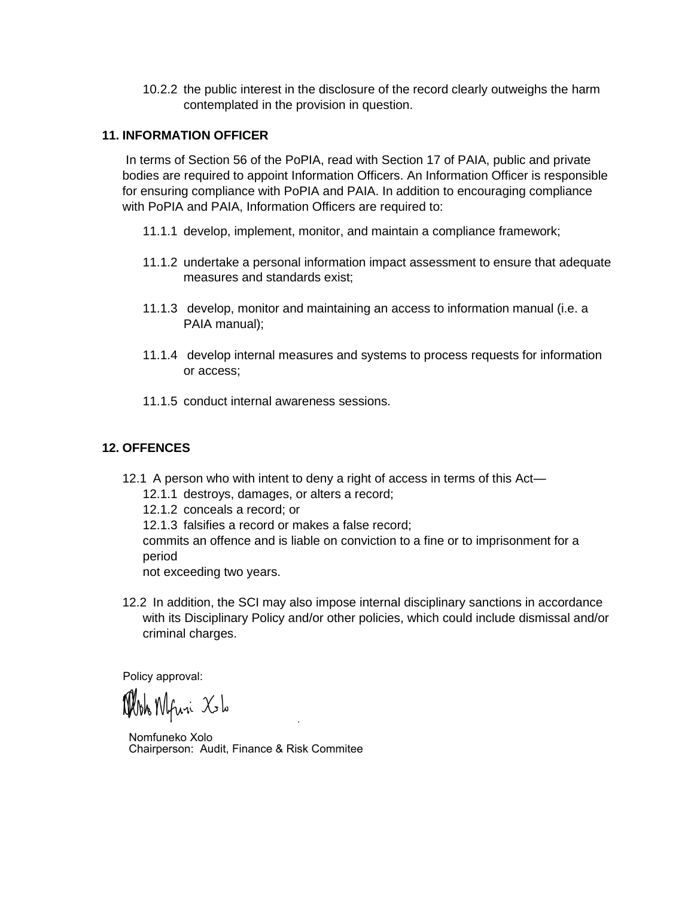10.2.2 the public interest in the disclosure of the record clearly outweighs the harm contemplated in the provision in question.

## 11. INFORMATION OFFICER

In terms of Section 56 of the PoPIA, read with Section 17 of PAIA, public and private bodies are required to appoint Information Officers. An Information Officer is responsible for ensuring compliance with PoPIA and PAIA. In addition to encouraging compliance with PoPIA and PAIA, Information Officers are required to:

11.1.1 develop, implement, monitor, and maintain a compliance framework;

11.1.2 undertake a personal information impact assessment to ensure that adequate measures and standards exist;

11.1.3 develop, monitor and maintaining an access to information manual (i.e. a PAIA manual);

11.1.4 develop internal measures and systems to process requests for information or access;

11.1.5 conduct internal awareness sessions.

## 12. OFFENCES

12.1 A person who with intent to deny a right of access in terms of this Act—

12.1.1 destroys, damages, or alters a record;
12.1.2 conceals a record; or
12.1.3 falsifies a record or makes a false record;
commits an offence and is liable on conviction to a fine or to imprisonment for a period
not exceeding two years.

12.2 In addition, the SCI may also impose internal disciplinary sanctions in accordance with its Disciplinary Policy and/or other policies, which could include dismissal and/or criminal charges.

Policy approval:

Nomfuneko Xolo
Chairperson: Audit, Finance & Risk Commitee